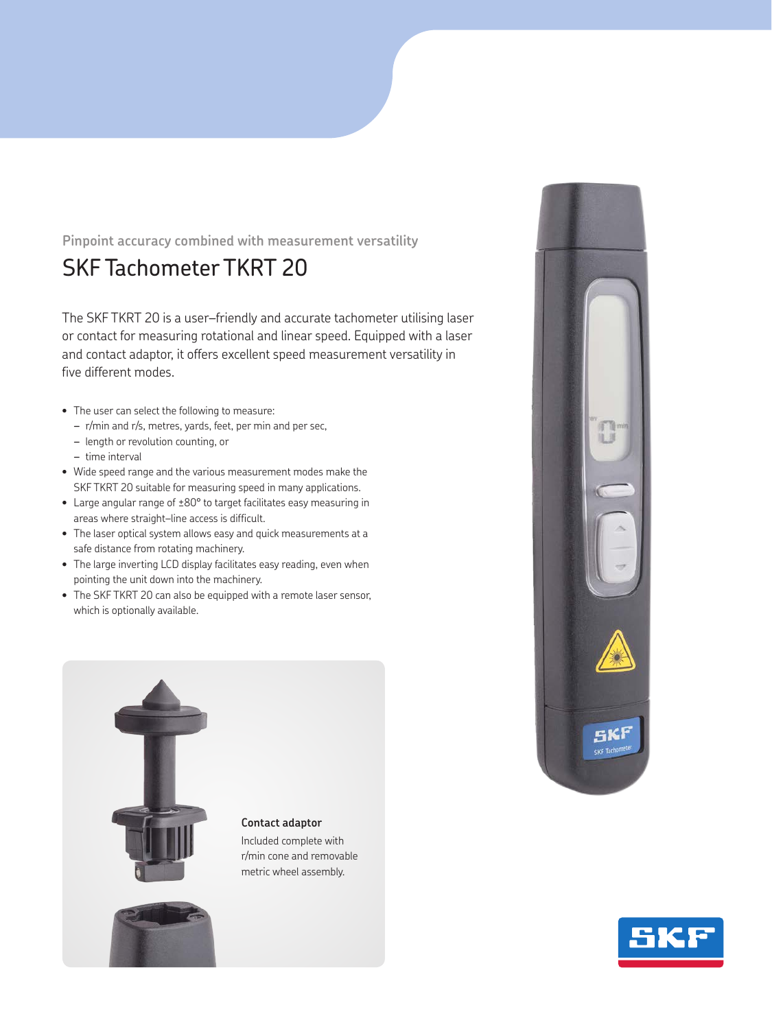Pinpoint accuracy combined with measurement versatility

# SKF Tachometer TKRT 20

The SKF TKRT 20 is a user–friendly and accurate tachometer utilising laser or contact for measuring rotational and linear speed. Equipped with a laser and contact adaptor, it offers excellent speed measurement versatility in five different modes.

- The user can select the following to measure:
  - r/min and r/s, metres, yards, feet, per min and per sec,
  - length or revolution counting, or
  - time interval
- Wide speed range and the various measurement modes make the SKF TKRT 20 suitable for measuring speed in many applications.
- Large angular range of ±80° to target facilitates easy measuring in areas where straight–line access is difficult.
- The laser optical system allows easy and quick measurements at a safe distance from rotating machinery.
- The large inverting LCD display facilitates easy reading, even when pointing the unit down into the machinery.
- The SKF TKRT 20 can also be equipped with a remote laser sensor, which is optionally available.

**Contact adaptor**

Included complete with r/min cone and removable metric wheel assembly.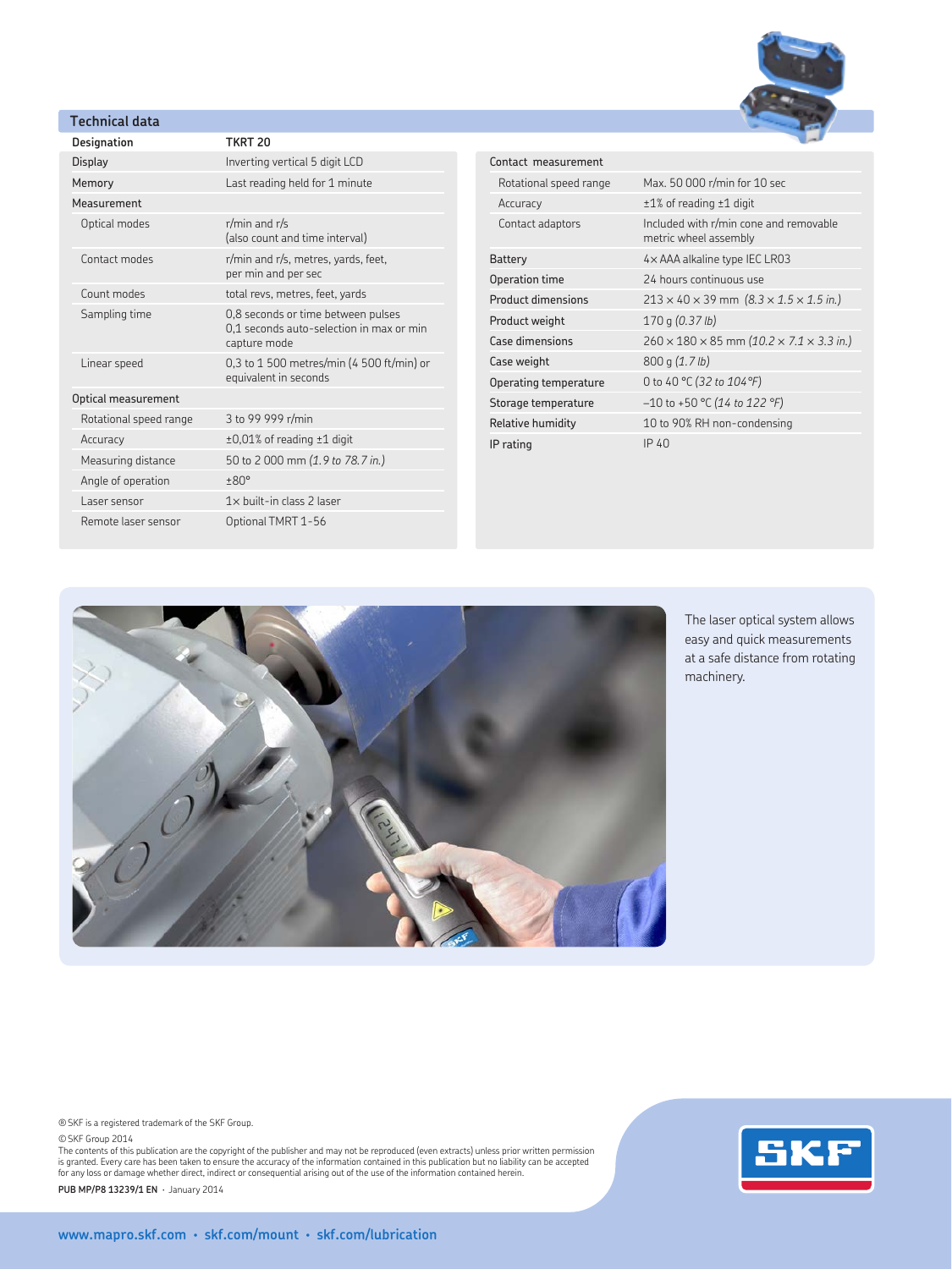## Technical data

| Designation | TKRT 20 |
|---|---|
| Display | Inverting vertical 5 digit LCD |
| Memory | Last reading held for 1 minute |
| **Measurement** | |
| Optical modes | r/min and r/s (also count and time interval) |
| Contact modes | r/min and r/s, metres, yards, feet, per min and per sec |
| Count modes | total revs, metres, feet, yards |
| Sampling time | 0,8 seconds or time between pulses 0,1 seconds auto-selection in max or min capture mode |
| Linear speed | 0,3 to 1 500 metres/min (4 500 ft/min) or equivalent in seconds |
| **Optical measurement** | |
| Rotational speed range | 3 to 99 999 r/min |
| Accuracy | ±0,01% of reading ±1 digit |
| Measuring distance | 50 to 2 000 mm (*1.9 to 78.7 in.*) |
| Angle of operation | ±80° |
| Laser sensor | 1× built-in class 2 laser |
| Remote laser sensor | Optional TMRT 1-56 |
| **Contact measurement** | |
| Rotational speed range | Max. 50 000 r/min for 10 sec |
| Accuracy | ±1% of reading ±1 digit |
| Contact adaptors | Included with r/min cone and removable metric wheel assembly |
| Battery | 4× AAA alkaline type IEC LR03 |
| Operation time | 24 hours continuous use |
| Product dimensions | 213 × 40 × 39 mm (*8.3 × 1.5 × 1.5 in.*) |
| Product weight | 170 g (*0.37 lb*) |
| Case dimensions | 260 × 180 × 85 mm (*10.2 × 7.1 × 3.3 in.*) |
| Case weight | 800 g (*1.7 lb*) |
| Operating temperature | 0 to 40 °C (*32 to 104°F*) |
| Storage temperature | –10 to +50 °C (*14 to 122 °F*) |
| Relative humidity | 10 to 90% RH non-condensing |
| IP rating | IP 40 |

The laser optical system allows easy and quick measurements at a safe distance from rotating machinery.

® SKF is a registered trademark of the SKF Group.

© SKF Group 2014
The contents of this publication are the copyright of the publisher and may not be reproduced (even extracts) unless prior written permission is granted. Every care has been taken to ensure the accuracy of the information contained in this publication but no liability can be accepted for any loss or damage whether direct, indirect or consequential arising out of the use of the information contained herein.

**PUB MP/P8 13239/1 EN** · January 2014

www.mapro.skf.com • skf.com/mount • skf.com/lubrication